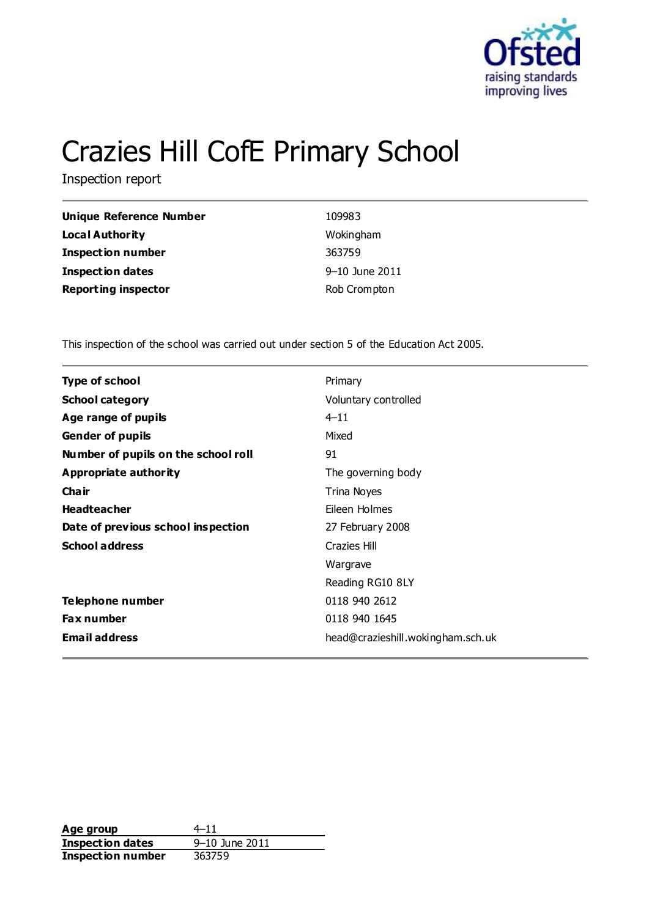# Crazies Hill CofE Primary School

Inspection report

| | |
|---|---|
| **Unique Reference Number** | 109983 |
| **Local Authority** | Wokingham |
| **Inspection number** | 363759 |
| **Inspection dates** | 9–10 June 2011 |
| **Reporting inspector** | Rob Crompton |

This inspection of the school was carried out under section 5 of the Education Act 2005.

| | |
|---|---|
| **Type of school** | Primary |
| **School category** | Voluntary controlled |
| **Age range of pupils** | 4–11 |
| **Gender of pupils** | Mixed |
| **Number of pupils on the school roll** | 91 |
| **Appropriate authority** | The governing body |
| **Chair** | Trina Noyes |
| **Headteacher** | Eileen Holmes |
| **Date of previous school inspection** | 27 February 2008 |
| **School address** | Crazies Hill<br>Wargrave<br>Reading RG10 8LY |
| **Telephone number** | 0118 940 2612 |
| **Fax number** | 0118 940 1645 |
| **Email address** | head@crazieshill.wokingham.sch.uk |

| | |
|---|---|
| **Age group** | 4–11 |
| **Inspection dates** | 9–10 June 2011 |
| **Inspection number** | 363759 |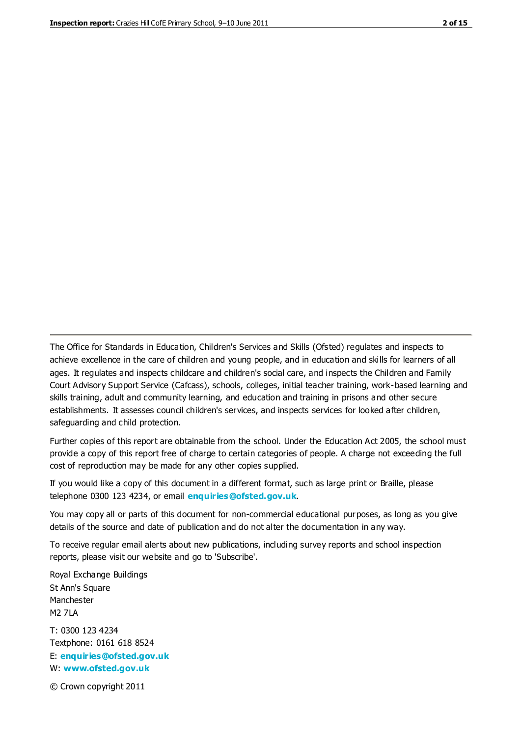The Office for Standards in Education, Children's Services and Skills (Ofsted) regulates and inspects to achieve excellence in the care of children and young people, and in education and skills for learners of all ages. It regulates and inspects childcare and children's social care, and inspects the Children and Family Court Advisory Support Service (Cafcass), schools, colleges, initial teacher training, work-based learning and skills training, adult and community learning, and education and training in prisons and other secure establishments. It assesses council children's services, and inspects services for looked after children, safeguarding and child protection.

Further copies of this report are obtainable from the school. Under the Education Act 2005, the school must provide a copy of this report free of charge to certain categories of people. A charge not exceeding the full cost of reproduction may be made for any other copies supplied.

If you would like a copy of this document in a different format, such as large print or Braille, please telephone 0300 123 4234, or email **enquiries@ofsted.gov.uk**.

You may copy all or parts of this document for non-commercial educational purposes, as long as you give details of the source and date of publication and do not alter the documentation in any way.

To receive regular email alerts about new publications, including survey reports and school inspection reports, please visit our website and go to 'Subscribe'.

Royal Exchange Buildings
St Ann's Square
Manchester
M2 7LA

T: 0300 123 4234
Textphone: 0161 618 8524
E: **enquiries@ofsted.gov.uk**
W: **www.ofsted.gov.uk**

© Crown copyright 2011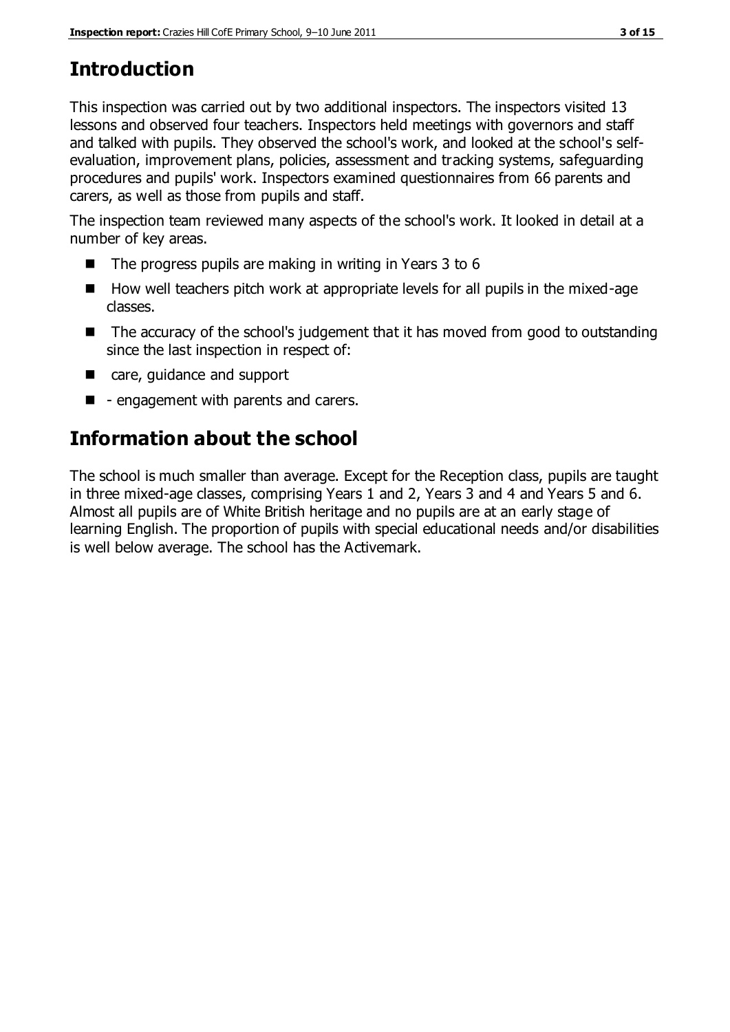## Introduction

This inspection was carried out by two additional inspectors. The inspectors visited 13 lessons and observed four teachers. Inspectors held meetings with governors and staff and talked with pupils. They observed the school's work, and looked at the school's self-evaluation, improvement plans, policies, assessment and tracking systems, safeguarding procedures and pupils' work. Inspectors examined questionnaires from 66 parents and carers, as well as those from pupils and staff.

The inspection team reviewed many aspects of the school's work. It looked in detail at a number of key areas.

- The progress pupils are making in writing in Years 3 to 6
- How well teachers pitch work at appropriate levels for all pupils in the mixed-age classes.
- The accuracy of the school's judgement that it has moved from good to outstanding since the last inspection in respect of:
- care, guidance and support
- - engagement with parents and carers.

## Information about the school

The school is much smaller than average. Except for the Reception class, pupils are taught in three mixed-age classes, comprising Years 1 and 2, Years 3 and 4 and Years 5 and 6. Almost all pupils are of White British heritage and no pupils are at an early stage of learning English. The proportion of pupils with special educational needs and/or disabilities is well below average. The school has the Activemark.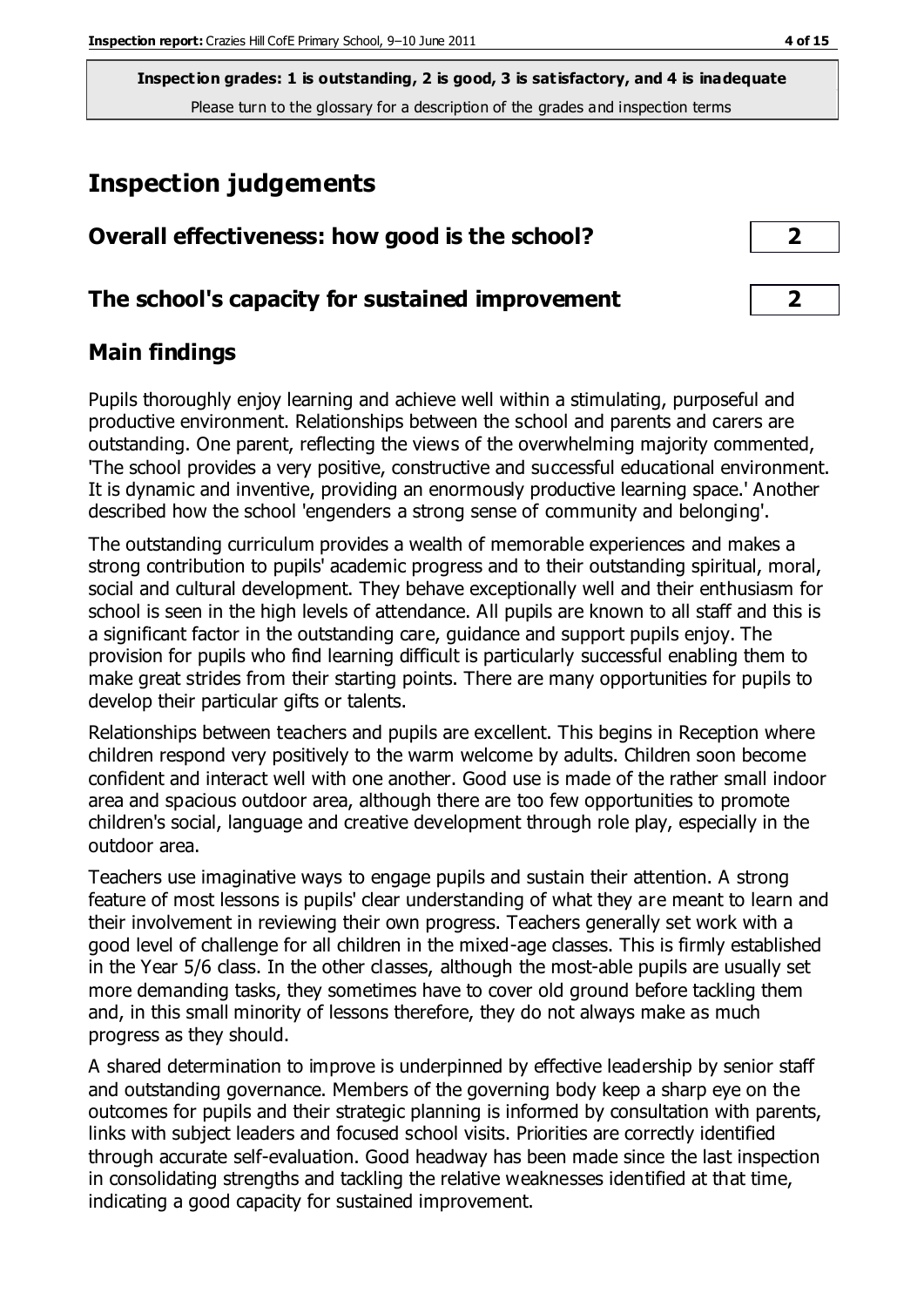**Inspection grades: 1 is outstanding, 2 is good, 3 is satisfactory, and 4 is inadequate**

Please turn to the glossary for a description of the grades and inspection terms

# Inspection judgements

| | |
|---|---|
| **Overall effectiveness: how good is the school?** | **2** |
| **The school's capacity for sustained improvement** | **2** |

## Main findings

Pupils thoroughly enjoy learning and achieve well within a stimulating, purposeful and productive environment. Relationships between the school and parents and carers are outstanding. One parent, reflecting the views of the overwhelming majority commented, 'The school provides a very positive, constructive and successful educational environment. It is dynamic and inventive, providing an enormously productive learning space.' Another described how the school 'engenders a strong sense of community and belonging'.

The outstanding curriculum provides a wealth of memorable experiences and makes a strong contribution to pupils' academic progress and to their outstanding spiritual, moral, social and cultural development. They behave exceptionally well and their enthusiasm for school is seen in the high levels of attendance. All pupils are known to all staff and this is a significant factor in the outstanding care, guidance and support pupils enjoy. The provision for pupils who find learning difficult is particularly successful enabling them to make great strides from their starting points. There are many opportunities for pupils to develop their particular gifts or talents.

Relationships between teachers and pupils are excellent. This begins in Reception where children respond very positively to the warm welcome by adults. Children soon become confident and interact well with one another. Good use is made of the rather small indoor area and spacious outdoor area, although there are too few opportunities to promote children's social, language and creative development through role play, especially in the outdoor area.

Teachers use imaginative ways to engage pupils and sustain their attention. A strong feature of most lessons is pupils' clear understanding of what they are meant to learn and their involvement in reviewing their own progress. Teachers generally set work with a good level of challenge for all children in the mixed-age classes. This is firmly established in the Year 5/6 class. In the other classes, although the most-able pupils are usually set more demanding tasks, they sometimes have to cover old ground before tackling them and, in this small minority of lessons therefore, they do not always make as much progress as they should.

A shared determination to improve is underpinned by effective leadership by senior staff and outstanding governance. Members of the governing body keep a sharp eye on the outcomes for pupils and their strategic planning is informed by consultation with parents, links with subject leaders and focused school visits. Priorities are correctly identified through accurate self-evaluation. Good headway has been made since the last inspection in consolidating strengths and tackling the relative weaknesses identified at that time, indicating a good capacity for sustained improvement.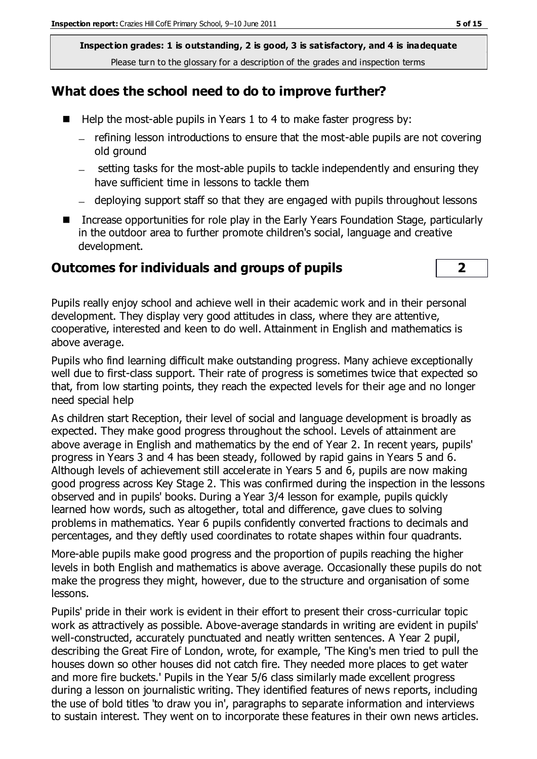**Inspection grades: 1 is outstanding, 2 is good, 3 is satisfactory, and 4 is inadequate**
Please turn to the glossary for a description of the grades and inspection terms

## What does the school need to do to improve further?

- Help the most-able pupils in Years 1 to 4 to make faster progress by:
  - refining lesson introductions to ensure that the most-able pupils are not covering old ground
  - setting tasks for the most-able pupils to tackle independently and ensuring they have sufficient time in lessons to tackle them
  - deploying support staff so that they are engaged with pupils throughout lessons
- Increase opportunities for role play in the Early Years Foundation Stage, particularly in the outdoor area to further promote children's social, language and creative development.

## Outcomes for individuals and groups of pupils | 2

Pupils really enjoy school and achieve well in their academic work and in their personal development. They display very good attitudes in class, where they are attentive, cooperative, interested and keen to do well. Attainment in English and mathematics is above average.

Pupils who find learning difficult make outstanding progress. Many achieve exceptionally well due to first-class support. Their rate of progress is sometimes twice that expected so that, from low starting points, they reach the expected levels for their age and no longer need special help

As children start Reception, their level of social and language development is broadly as expected. They make good progress throughout the school. Levels of attainment are above average in English and mathematics by the end of Year 2. In recent years, pupils' progress in Years 3 and 4 has been steady, followed by rapid gains in Years 5 and 6. Although levels of achievement still accelerate in Years 5 and 6, pupils are now making good progress across Key Stage 2. This was confirmed during the inspection in the lessons observed and in pupils' books. During a Year 3/4 lesson for example, pupils quickly learned how words, such as altogether, total and difference, gave clues to solving problems in mathematics. Year 6 pupils confidently converted fractions to decimals and percentages, and they deftly used coordinates to rotate shapes within four quadrants.

More-able pupils make good progress and the proportion of pupils reaching the higher levels in both English and mathematics is above average. Occasionally these pupils do not make the progress they might, however, due to the structure and organisation of some lessons.

Pupils' pride in their work is evident in their effort to present their cross-curricular topic work as attractively as possible. Above-average standards in writing are evident in pupils' well-constructed, accurately punctuated and neatly written sentences. A Year 2 pupil, describing the Great Fire of London, wrote, for example, 'The King's men tried to pull the houses down so other houses did not catch fire. They needed more places to get water and more fire buckets.' Pupils in the Year 5/6 class similarly made excellent progress during a lesson on journalistic writing. They identified features of news reports, including the use of bold titles 'to draw you in', paragraphs to separate information and interviews to sustain interest. They went on to incorporate these features in their own news articles.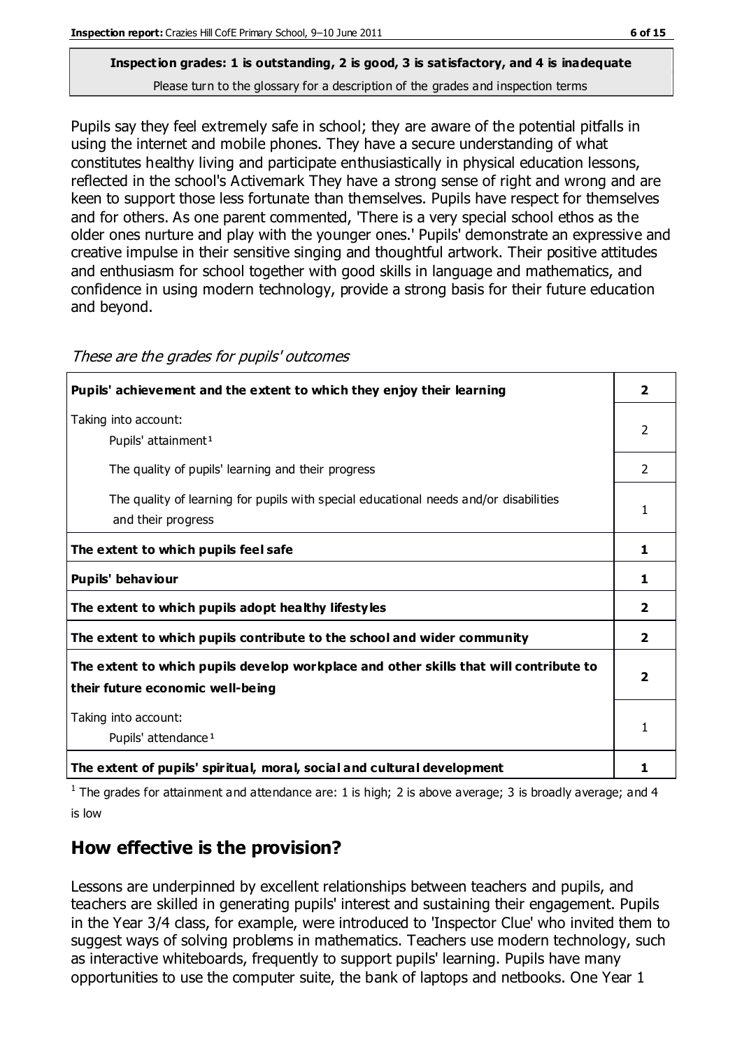**Inspection grades: 1 is outstanding, 2 is good, 3 is satisfactory, and 4 is inadequate**
Please turn to the glossary for a description of the grades and inspection terms

Pupils say they feel extremely safe in school; they are aware of the potential pitfalls in using the internet and mobile phones. They have a secure understanding of what constitutes healthy living and participate enthusiastically in physical education lessons, reflected in the school's Activemark They have a strong sense of right and wrong and are keen to support those less fortunate than themselves. Pupils have respect for themselves and for others. As one parent commented, 'There is a very special school ethos as the older ones nurture and play with the younger ones.' Pupils' demonstrate an expressive and creative impulse in their sensitive singing and thoughtful artwork. Their positive attitudes and enthusiasm for school together with good skills in language and mathematics, and confidence in using modern technology, provide a strong basis for their future education and beyond.

*These are the grades for pupils' outcomes*

| | |
|---|---|
| **Pupils' achievement and the extent to which they enjoy their learning** | **2** |
| Taking into account: Pupils' attainment[1] | 2 |
| The quality of pupils' learning and their progress | 2 |
| The quality of learning for pupils with special educational needs and/or disabilities and their progress | 1 |
| **The extent to which pupils feel safe** | **1** |
| **Pupils' behaviour** | **1** |
| **The extent to which pupils adopt healthy lifestyles** | **2** |
| **The extent to which pupils contribute to the school and wider community** | **2** |
| **The extent to which pupils develop workplace and other skills that will contribute to their future economic well-being** | **2** |
| Taking into account: Pupils' attendance[1] | 1 |
| **The extent of pupils' spiritual, moral, social and cultural development** | **1** |

[1] The grades for attainment and attendance are: 1 is high; 2 is above average; 3 is broadly average; and 4 is low

## How effective is the provision?

Lessons are underpinned by excellent relationships between teachers and pupils, and teachers are skilled in generating pupils' interest and sustaining their engagement. Pupils in the Year 3/4 class, for example, were introduced to 'Inspector Clue' who invited them to suggest ways of solving problems in mathematics. Teachers use modern technology, such as interactive whiteboards, frequently to support pupils' learning. Pupils have many opportunities to use the computer suite, the bank of laptops and netbooks. One Year 1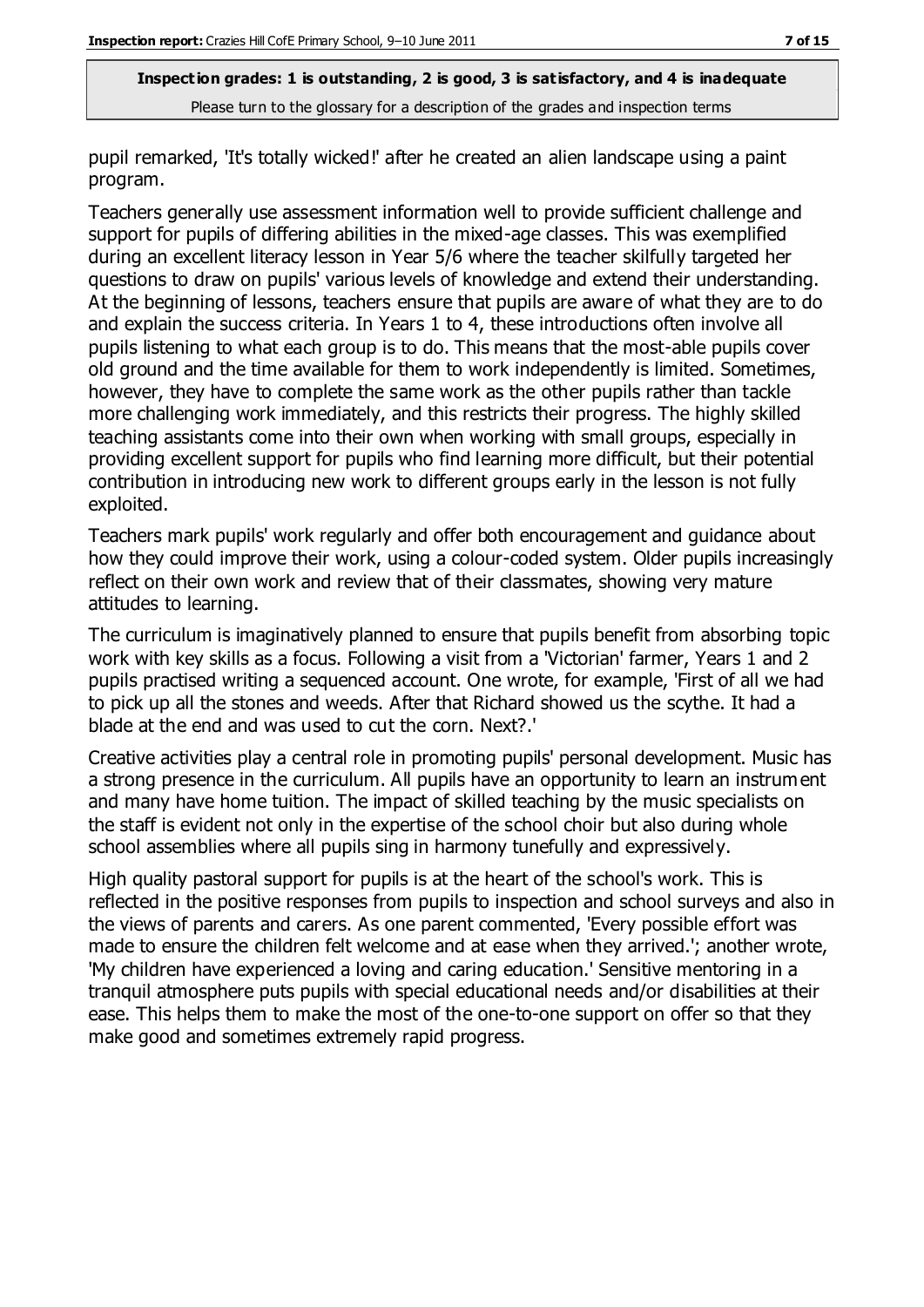pupil remarked, 'It's totally wicked!' after he created an alien landscape using a paint program.

Teachers generally use assessment information well to provide sufficient challenge and support for pupils of differing abilities in the mixed-age classes. This was exemplified during an excellent literacy lesson in Year 5/6 where the teacher skilfully targeted her questions to draw on pupils' various levels of knowledge and extend their understanding. At the beginning of lessons, teachers ensure that pupils are aware of what they are to do and explain the success criteria. In Years 1 to 4, these introductions often involve all pupils listening to what each group is to do. This means that the most-able pupils cover old ground and the time available for them to work independently is limited. Sometimes, however, they have to complete the same work as the other pupils rather than tackle more challenging work immediately, and this restricts their progress. The highly skilled teaching assistants come into their own when working with small groups, especially in providing excellent support for pupils who find learning more difficult, but their potential contribution in introducing new work to different groups early in the lesson is not fully exploited.

Teachers mark pupils' work regularly and offer both encouragement and guidance about how they could improve their work, using a colour-coded system. Older pupils increasingly reflect on their own work and review that of their classmates, showing very mature attitudes to learning.

The curriculum is imaginatively planned to ensure that pupils benefit from absorbing topic work with key skills as a focus. Following a visit from a 'Victorian' farmer, Years 1 and 2 pupils practised writing a sequenced account. One wrote, for example, 'First of all we had to pick up all the stones and weeds. After that Richard showed us the scythe. It had a blade at the end and was used to cut the corn. Next?.'

Creative activities play a central role in promoting pupils' personal development. Music has a strong presence in the curriculum. All pupils have an opportunity to learn an instrument and many have home tuition. The impact of skilled teaching by the music specialists on the staff is evident not only in the expertise of the school choir but also during whole school assemblies where all pupils sing in harmony tunefully and expressively.

High quality pastoral support for pupils is at the heart of the school's work. This is reflected in the positive responses from pupils to inspection and school surveys and also in the views of parents and carers. As one parent commented, 'Every possible effort was made to ensure the children felt welcome and at ease when they arrived.'; another wrote, 'My children have experienced a loving and caring education.' Sensitive mentoring in a tranquil atmosphere puts pupils with special educational needs and/or disabilities at their ease. This helps them to make the most of the one-to-one support on offer so that they make good and sometimes extremely rapid progress.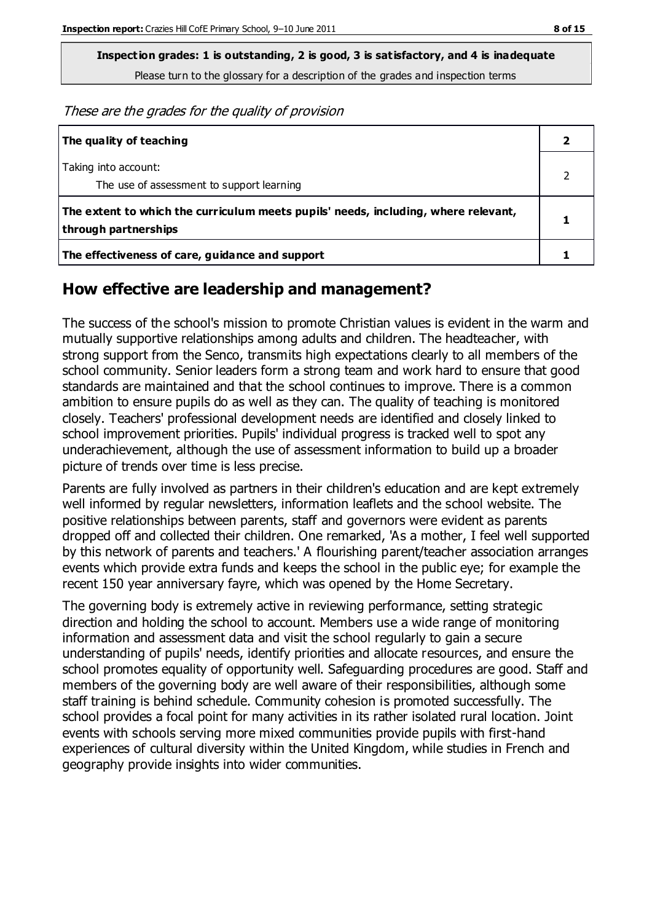**Inspection grades: 1 is outstanding, 2 is good, 3 is satisfactory, and 4 is inadequate**
Please turn to the glossary for a description of the grades and inspection terms

*These are the grades for the quality of provision*

| | |
|---|---|
| **The quality of teaching** | **2** |
| Taking into account:<br>The use of assessment to support learning | 2 |
| **The extent to which the curriculum meets pupils' needs, including, where relevant, through partnerships** | **1** |
| **The effectiveness of care, guidance and support** | **1** |

## How effective are leadership and management?

The success of the school's mission to promote Christian values is evident in the warm and mutually supportive relationships among adults and children. The headteacher, with strong support from the Senco, transmits high expectations clearly to all members of the school community. Senior leaders form a strong team and work hard to ensure that good standards are maintained and that the school continues to improve. There is a common ambition to ensure pupils do as well as they can. The quality of teaching is monitored closely. Teachers' professional development needs are identified and closely linked to school improvement priorities. Pupils' individual progress is tracked well to spot any underachievement, although the use of assessment information to build up a broader picture of trends over time is less precise.

Parents are fully involved as partners in their children's education and are kept extremely well informed by regular newsletters, information leaflets and the school website. The positive relationships between parents, staff and governors were evident as parents dropped off and collected their children. One remarked, 'As a mother, I feel well supported by this network of parents and teachers.' A flourishing parent/teacher association arranges events which provide extra funds and keeps the school in the public eye; for example the recent 150 year anniversary fayre, which was opened by the Home Secretary.

The governing body is extremely active in reviewing performance, setting strategic direction and holding the school to account. Members use a wide range of monitoring information and assessment data and visit the school regularly to gain a secure understanding of pupils' needs, identify priorities and allocate resources, and ensure the school promotes equality of opportunity well. Safeguarding procedures are good. Staff and members of the governing body are well aware of their responsibilities, although some staff training is behind schedule. Community cohesion is promoted successfully. The school provides a focal point for many activities in its rather isolated rural location. Joint events with schools serving more mixed communities provide pupils with first-hand experiences of cultural diversity within the United Kingdom, while studies in French and geography provide insights into wider communities.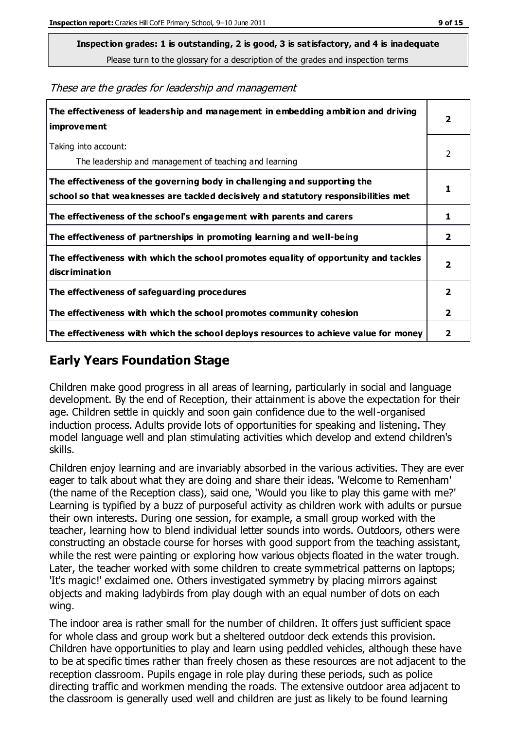**Inspection grades: 1 is outstanding, 2 is good, 3 is satisfactory, and 4 is inadequate**
Please turn to the glossary for a description of the grades and inspection terms

*These are the grades for leadership and management*

| | |
|---|---|
| **The effectiveness of leadership and management in embedding ambition and driving improvement** | **2** |
| Taking into account: The leadership and management of teaching and learning | 2 |
| **The effectiveness of the governing body in challenging and supporting the school so that weaknesses are tackled decisively and statutory responsibilities met** | **1** |
| **The effectiveness of the school's engagement with parents and carers** | **1** |
| **The effectiveness of partnerships in promoting learning and well-being** | **2** |
| **The effectiveness with which the school promotes equality of opportunity and tackles discrimination** | **2** |
| **The effectiveness of safeguarding procedures** | **2** |
| **The effectiveness with which the school promotes community cohesion** | **2** |
| **The effectiveness with which the school deploys resources to achieve value for money** | **2** |

## Early Years Foundation Stage

Children make good progress in all areas of learning, particularly in social and language development. By the end of Reception, their attainment is above the expectation for their age. Children settle in quickly and soon gain confidence due to the well-organised induction process. Adults provide lots of opportunities for speaking and listening. They model language well and plan stimulating activities which develop and extend children's skills.

Children enjoy learning and are invariably absorbed in the various activities. They are ever eager to talk about what they are doing and share their ideas. 'Welcome to Remenham' (the name of the Reception class), said one, 'Would you like to play this game with me?' Learning is typified by a buzz of purposeful activity as children work with adults or pursue their own interests. During one session, for example, a small group worked with the teacher, learning how to blend individual letter sounds into words. Outdoors, others were constructing an obstacle course for horses with good support from the teaching assistant, while the rest were painting or exploring how various objects floated in the water trough. Later, the teacher worked with some children to create symmetrical patterns on laptops; 'It's magic!' exclaimed one. Others investigated symmetry by placing mirrors against objects and making ladybirds from play dough with an equal number of dots on each wing.

The indoor area is rather small for the number of children. It offers just sufficient space for whole class and group work but a sheltered outdoor deck extends this provision. Children have opportunities to play and learn using peddled vehicles, although these have to be at specific times rather than freely chosen as these resources are not adjacent to the reception classroom. Pupils engage in role play during these periods, such as police directing traffic and workmen mending the roads. The extensive outdoor area adjacent to the classroom is generally used well and children are just as likely to be found learning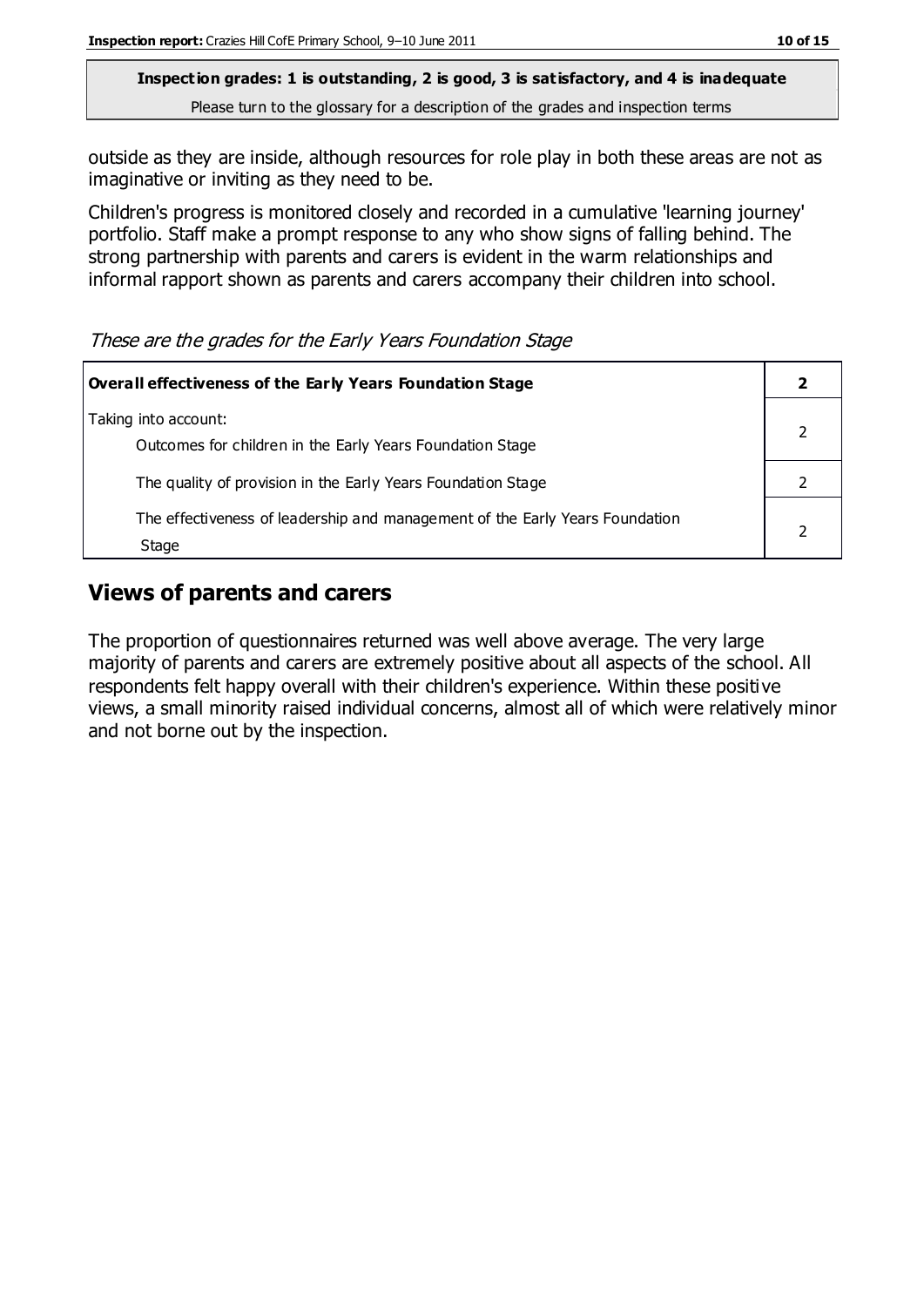outside as they are inside, although resources for role play in both these areas are not as imaginative or inviting as they need to be.

Children's progress is monitored closely and recorded in a cumulative 'learning journey' portfolio. Staff make a prompt response to any who show signs of falling behind. The strong partnership with parents and carers is evident in the warm relationships and informal rapport shown as parents and carers accompany their children into school.

*These are the grades for the Early Years Foundation Stage*

| **Overall effectiveness of the Early Years Foundation Stage** | **2** |
|---|---|
| Taking into account:<br>Outcomes for children in the Early Years Foundation Stage | 2 |
| The quality of provision in the Early Years Foundation Stage | 2 |
| The effectiveness of leadership and management of the Early Years Foundation Stage | 2 |

## Views of parents and carers

The proportion of questionnaires returned was well above average. The very large majority of parents and carers are extremely positive about all aspects of the school. All respondents felt happy overall with their children's experience. Within these positive views, a small minority raised individual concerns, almost all of which were relatively minor and not borne out by the inspection.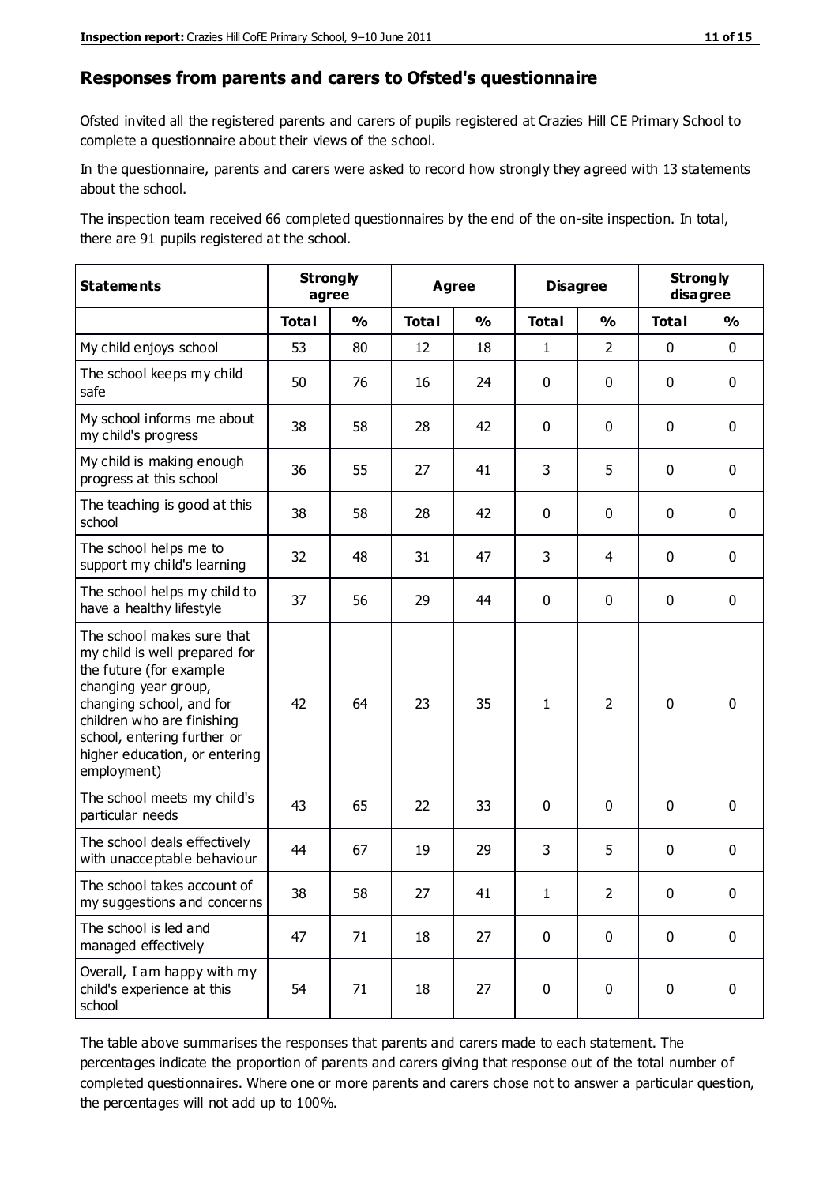## Responses from parents and carers to Ofsted's questionnaire

Ofsted invited all the registered parents and carers of pupils registered at Crazies Hill CE Primary School to complete a questionnaire about their views of the school.

In the questionnaire, parents and carers were asked to record how strongly they agreed with 13 statements about the school.

The inspection team received 66 completed questionnaires by the end of the on-site inspection. In total, there are 91 pupils registered at the school.

| Statements | Strongly agree | | Agree | | Disagree | | Strongly disagree | |
|---|---|---|---|---|---|---|---|---|
| | Total | % | Total | % | Total | % | Total | % |
| My child enjoys school | 53 | 80 | 12 | 18 | 1 | 2 | 0 | 0 |
| The school keeps my child safe | 50 | 76 | 16 | 24 | 0 | 0 | 0 | 0 |
| My school informs me about my child's progress | 38 | 58 | 28 | 42 | 0 | 0 | 0 | 0 |
| My child is making enough progress at this school | 36 | 55 | 27 | 41 | 3 | 5 | 0 | 0 |
| The teaching is good at this school | 38 | 58 | 28 | 42 | 0 | 0 | 0 | 0 |
| The school helps me to support my child's learning | 32 | 48 | 31 | 47 | 3 | 4 | 0 | 0 |
| The school helps my child to have a healthy lifestyle | 37 | 56 | 29 | 44 | 0 | 0 | 0 | 0 |
| The school makes sure that my child is well prepared for the future (for example changing year group, changing school, and for children who are finishing school, entering further or higher education, or entering employment) | 42 | 64 | 23 | 35 | 1 | 2 | 0 | 0 |
| The school meets my child's particular needs | 43 | 65 | 22 | 33 | 0 | 0 | 0 | 0 |
| The school deals effectively with unacceptable behaviour | 44 | 67 | 19 | 29 | 3 | 5 | 0 | 0 |
| The school takes account of my suggestions and concerns | 38 | 58 | 27 | 41 | 1 | 2 | 0 | 0 |
| The school is led and managed effectively | 47 | 71 | 18 | 27 | 0 | 0 | 0 | 0 |
| Overall, I am happy with my child's experience at this school | 54 | 71 | 18 | 27 | 0 | 0 | 0 | 0 |

The table above summarises the responses that parents and carers made to each statement. The percentages indicate the proportion of parents and carers giving that response out of the total number of completed questionnaires. Where one or more parents and carers chose not to answer a particular question, the percentages will not add up to 100%.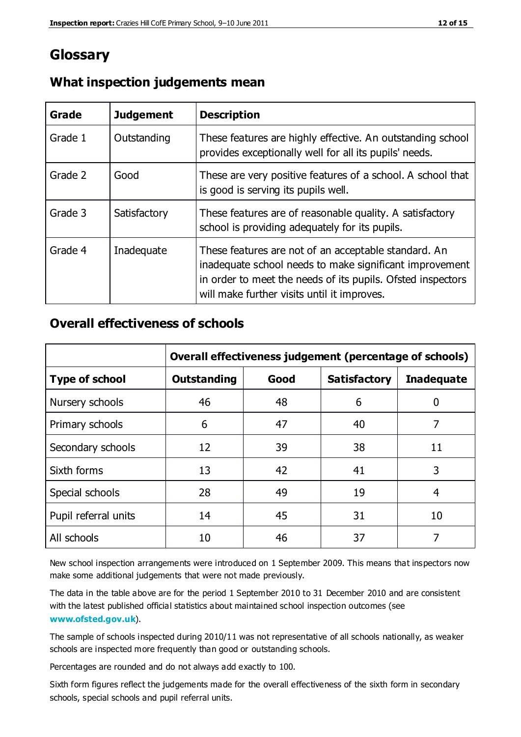# Glossary

## What inspection judgements mean

| Grade | Judgement | Description |
|---|---|---|
| Grade 1 | Outstanding | These features are highly effective. An outstanding school provides exceptionally well for all its pupils' needs. |
| Grade 2 | Good | These are very positive features of a school. A school that is good is serving its pupils well. |
| Grade 3 | Satisfactory | These features are of reasonable quality. A satisfactory school is providing adequately for its pupils. |
| Grade 4 | Inadequate | These features are not of an acceptable standard. An inadequate school needs to make significant improvement in order to meet the needs of its pupils. Ofsted inspectors will make further visits until it improves. |

## Overall effectiveness of schools

| | Overall effectiveness judgement (percentage of schools) | | | |
|---|---|---|---|---|
| **Type of school** | **Outstanding** | **Good** | **Satisfactory** | **Inadequate** |
| Nursery schools | 46 | 48 | 6 | 0 |
| Primary schools | 6 | 47 | 40 | 7 |
| Secondary schools | 12 | 39 | 38 | 11 |
| Sixth forms | 13 | 42 | 41 | 3 |
| Special schools | 28 | 49 | 19 | 4 |
| Pupil referral units | 14 | 45 | 31 | 10 |
| All schools | 10 | 46 | 37 | 7 |

New school inspection arrangements were introduced on 1 September 2009. This means that inspectors now make some additional judgements that were not made previously.

The data in the table above are for the period 1 September 2010 to 31 December 2010 and are consistent with the latest published official statistics about maintained school inspection outcomes (see **www.ofsted.gov.uk**).

The sample of schools inspected during 2010/11 was not representative of all schools nationally, as weaker schools are inspected more frequently than good or outstanding schools.

Percentages are rounded and do not always add exactly to 100.

Sixth form figures reflect the judgements made for the overall effectiveness of the sixth form in secondary schools, special schools and pupil referral units.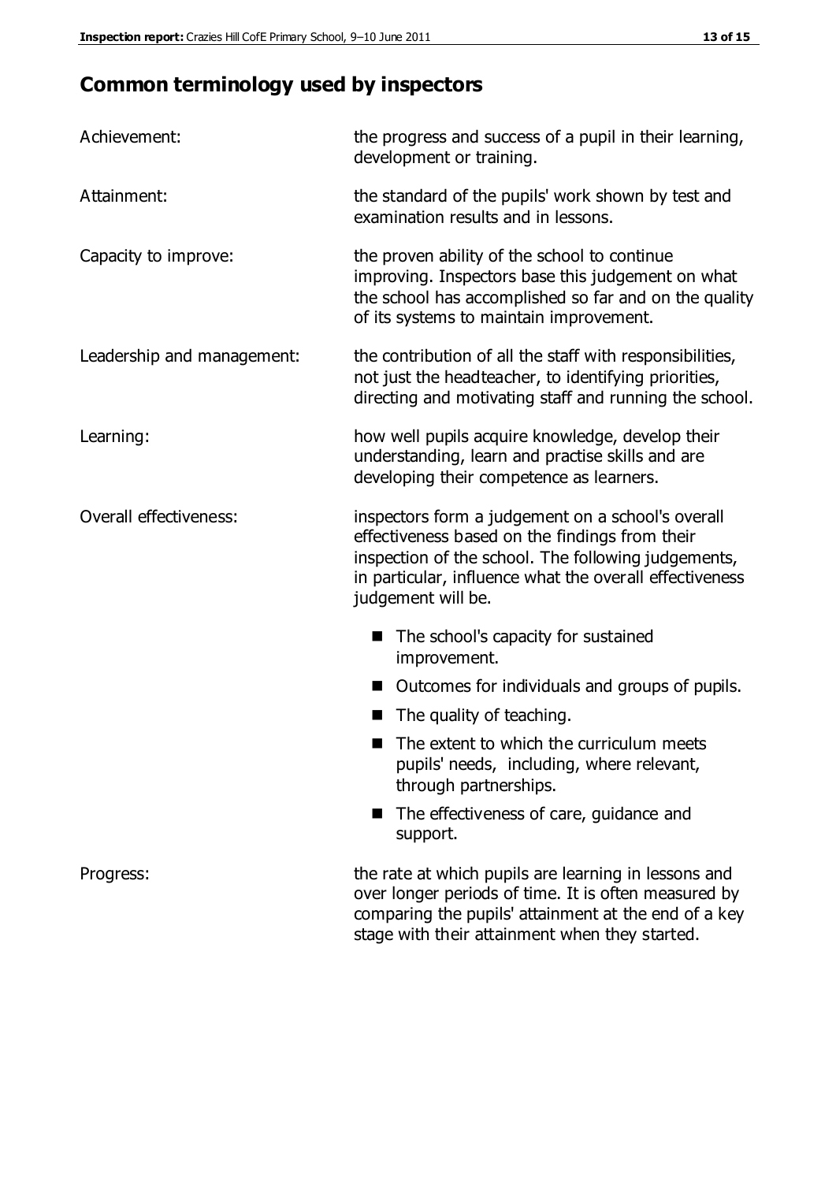## Common terminology used by inspectors

| | |
|---|---|
| Achievement: | the progress and success of a pupil in their learning, development or training. |
| Attainment: | the standard of the pupils' work shown by test and examination results and in lessons. |
| Capacity to improve: | the proven ability of the school to continue improving. Inspectors base this judgement on what the school has accomplished so far and on the quality of its systems to maintain improvement. |
| Leadership and management: | the contribution of all the staff with responsibilities, not just the headteacher, to identifying priorities, directing and motivating staff and running the school. |
| Learning: | how well pupils acquire knowledge, develop their understanding, learn and practise skills and are developing their competence as learners. |
| Overall effectiveness: | inspectors form a judgement on a school's overall effectiveness based on the findings from their inspection of the school. The following judgements, in particular, influence what the overall effectiveness judgement will be.<br>■ The school's capacity for sustained improvement.<br>■ Outcomes for individuals and groups of pupils.<br>■ The quality of teaching.<br>■ The extent to which the curriculum meets pupils' needs, including, where relevant, through partnerships.<br>■ The effectiveness of care, guidance and support. |
| Progress: | the rate at which pupils are learning in lessons and over longer periods of time. It is often measured by comparing the pupils' attainment at the end of a key stage with their attainment when they started. |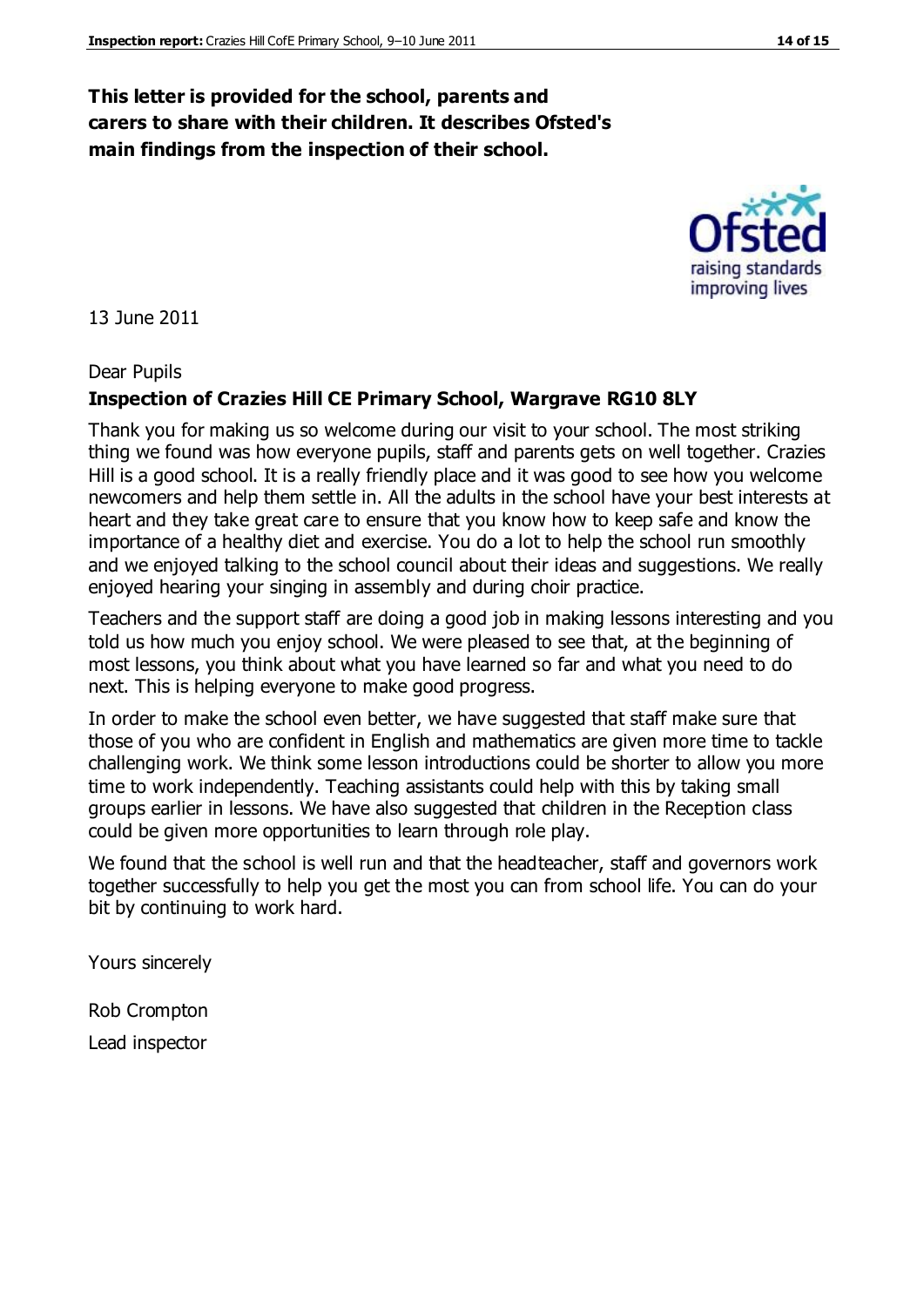**This letter is provided for the school, parents and carers to share with their children. It describes Ofsted's main findings from the inspection of their school.**

13 June 2011

Dear Pupils

**Inspection of Crazies Hill CE Primary School, Wargrave RG10 8LY**

Thank you for making us so welcome during our visit to your school. The most striking thing we found was how everyone pupils, staff and parents gets on well together. Crazies Hill is a good school. It is a really friendly place and it was good to see how you welcome newcomers and help them settle in. All the adults in the school have your best interests at heart and they take great care to ensure that you know how to keep safe and know the importance of a healthy diet and exercise. You do a lot to help the school run smoothly and we enjoyed talking to the school council about their ideas and suggestions. We really enjoyed hearing your singing in assembly and during choir practice.

Teachers and the support staff are doing a good job in making lessons interesting and you told us how much you enjoy school. We were pleased to see that, at the beginning of most lessons, you think about what you have learned so far and what you need to do next. This is helping everyone to make good progress.

In order to make the school even better, we have suggested that staff make sure that those of you who are confident in English and mathematics are given more time to tackle challenging work. We think some lesson introductions could be shorter to allow you more time to work independently. Teaching assistants could help with this by taking small groups earlier in lessons. We have also suggested that children in the Reception class could be given more opportunities to learn through role play.

We found that the school is well run and that the headteacher, staff and governors work together successfully to help you get the most you can from school life. You can do your bit by continuing to work hard.

Yours sincerely

Rob Crompton

Lead inspector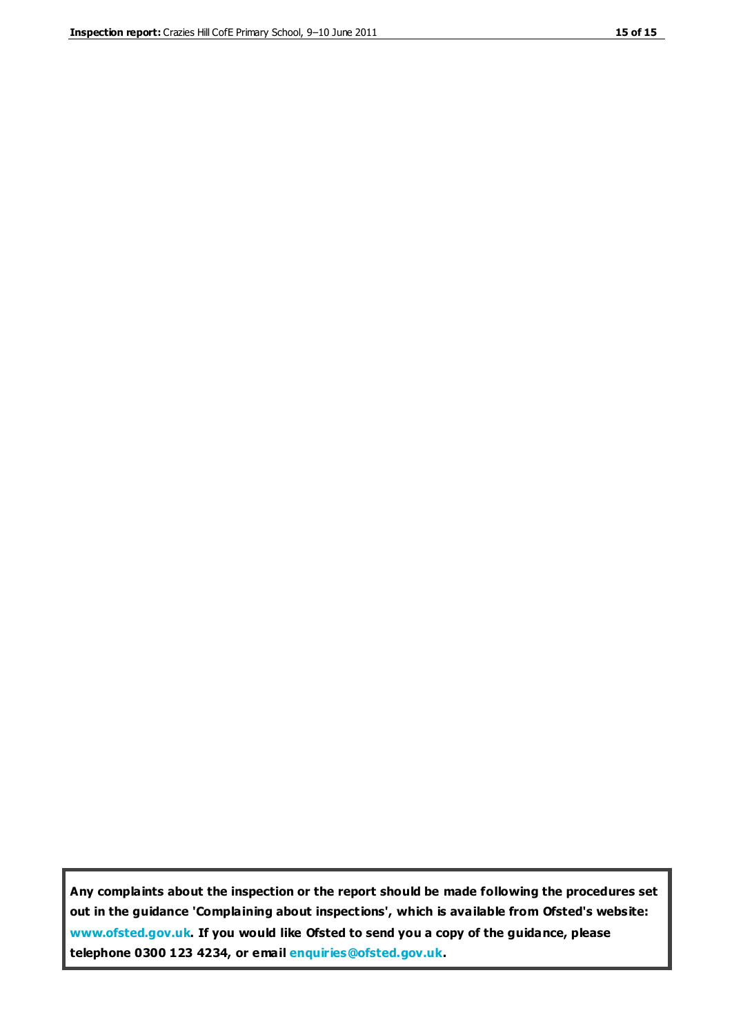**Any complaints about the inspection or the report should be made following the procedures set out in the guidance 'Complaining about inspections', which is available from Ofsted's website: www.ofsted.gov.uk. If you would like Ofsted to send you a copy of the guidance, please telephone 0300 123 4234, or email enquiries@ofsted.gov.uk.**